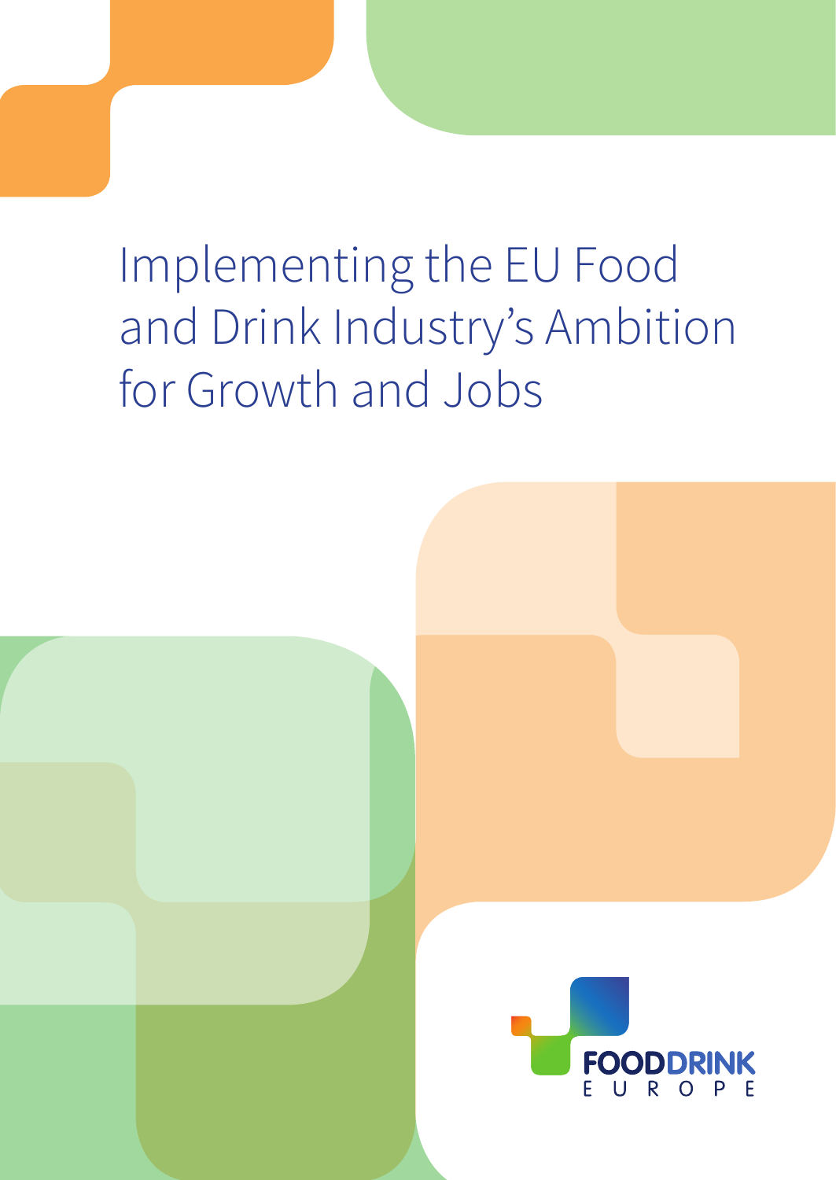# Implementing the EU Food and Drink Industry's Ambition for Growth and Jobs

FOODDRINK EUROPE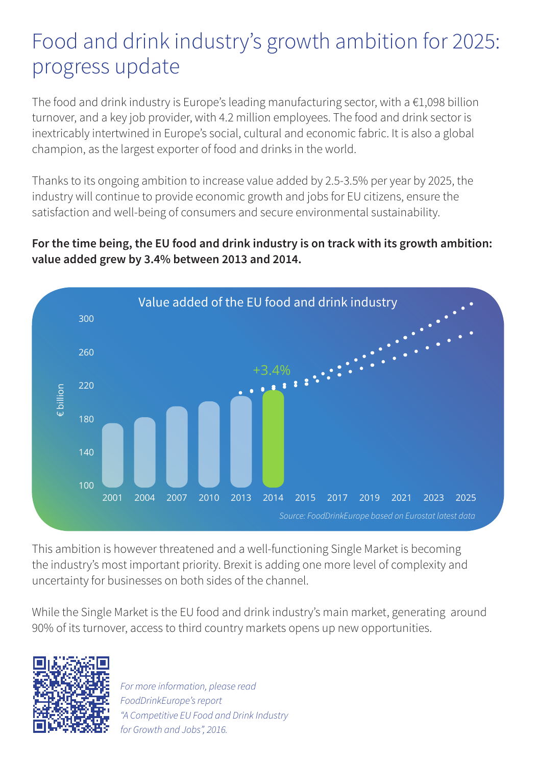# Food and drink industry's growth ambition for 2025: progress update

The food and drink industry is Europe's leading manufacturing sector, with a €1,098 billion turnover, and a key job provider, with 4.2 million employees. The food and drink sector is inextricably intertwined in Europe's social, cultural and economic fabric. It is also a global champion, as the largest exporter of food and drinks in the world.

Thanks to its ongoing ambition to increase value added by 2.5-3.5% per year by 2025, the industry will continue to provide economic growth and jobs for EU citizens, ensure the satisfaction and well-being of consumers and secure environmental sustainability.

**For the time being, the EU food and drink industry is on track with its growth ambition: value added grew by 3.4% between 2013 and 2014.**

Value added of the EU food and drink industry

€ billion

300
260
220
180
140
100

+3.4%

2001 2004 2007 2010 2013 2014 2015 2017 2019 2021 2023 2025

*Source: FoodDrinkEurope based on Eurostat latest data*

This ambition is however threatened and a well-functioning Single Market is becoming the industry's most important priority. Brexit is adding one more level of complexity and uncertainty for businesses on both sides of the channel.

While the Single Market is the EU food and drink industry's main market, generating around 90% of its turnover, access to third country markets opens up new opportunities.

*For more information, please read FoodDrinkEurope's report "A Competitive EU Food and Drink Industry for Growth and Jobs", 2016.*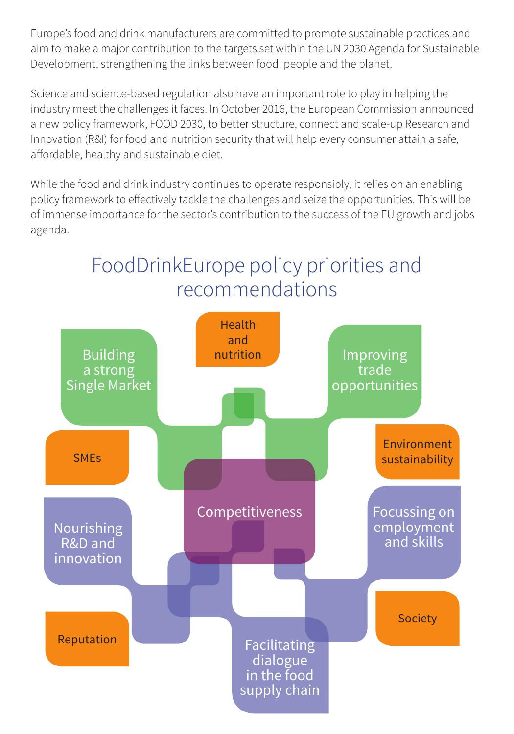Europe's food and drink manufacturers are committed to promote sustainable practices and aim to make a major contribution to the targets set within the UN 2030 Agenda for Sustainable Development, strengthening the links between food, people and the planet.

Science and science-based regulation also have an important role to play in helping the industry meet the challenges it faces. In October 2016, the European Commission announced a new policy framework, FOOD 2030, to better structure, connect and scale-up Research and Innovation (R&I) for food and nutrition security that will help every consumer attain a safe, affordable, healthy and sustainable diet.

While the food and drink industry continues to operate responsibly, it relies on an enabling policy framework to effectively tackle the challenges and seize the opportunities. This will be of immense importance for the sector's contribution to the success of the EU growth and jobs agenda.

## FoodDrinkEurope policy priorities and recommendations

- Competitiveness
- Building a strong Single Market
- Health and nutrition
- Improving trade opportunities
- SMEs
- Environment sustainability
- Nourishing R&D and innovation
- Focussing on employment and skills
- Reputation
- Society
- Facilitating dialogue in the food supply chain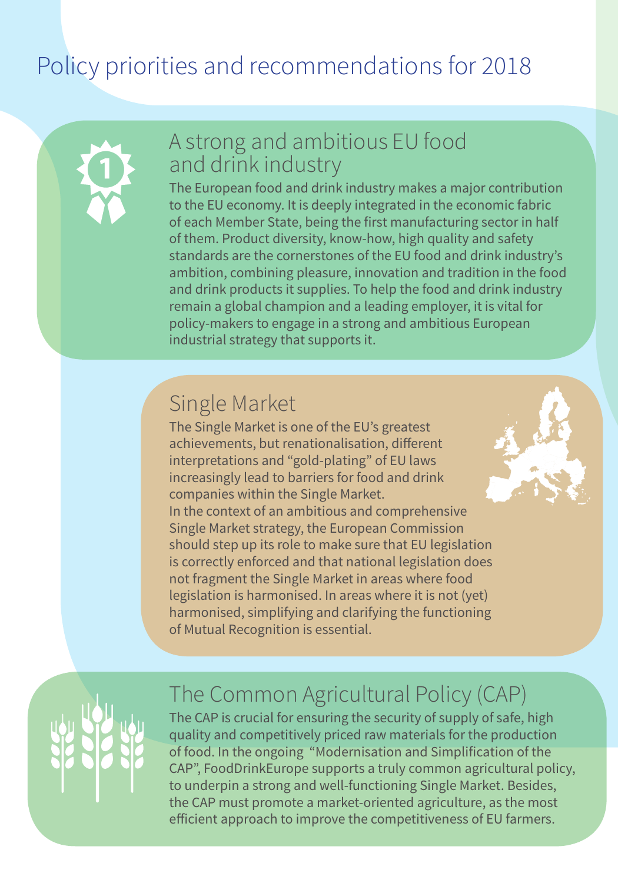# Policy priorities and recommendations for 2018

## A strong and ambitious EU food and drink industry

The European food and drink industry makes a major contribution to the EU economy. It is deeply integrated in the economic fabric of each Member State, being the first manufacturing sector in half of them. Product diversity, know-how, high quality and safety standards are the cornerstones of the EU food and drink industry's ambition, combining pleasure, innovation and tradition in the food and drink products it supplies. To help the food and drink industry remain a global champion and a leading employer, it is vital for policy-makers to engage in a strong and ambitious European industrial strategy that supports it.

## Single Market

The Single Market is one of the EU's greatest achievements, but renationalisation, different interpretations and "gold-plating" of EU laws increasingly lead to barriers for food and drink companies within the Single Market.

In the context of an ambitious and comprehensive Single Market strategy, the European Commission should step up its role to make sure that EU legislation is correctly enforced and that national legislation does not fragment the Single Market in areas where food legislation is harmonised. In areas where it is not (yet) harmonised, simplifying and clarifying the functioning of Mutual Recognition is essential.

## The Common Agricultural Policy (CAP)

The CAP is crucial for ensuring the security of supply of safe, high quality and competitively priced raw materials for the production of food. In the ongoing "Modernisation and Simplification of the CAP", FoodDrinkEurope supports a truly common agricultural policy, to underpin a strong and well-functioning Single Market. Besides, the CAP must promote a market-oriented agriculture, as the most efficient approach to improve the competitiveness of EU farmers.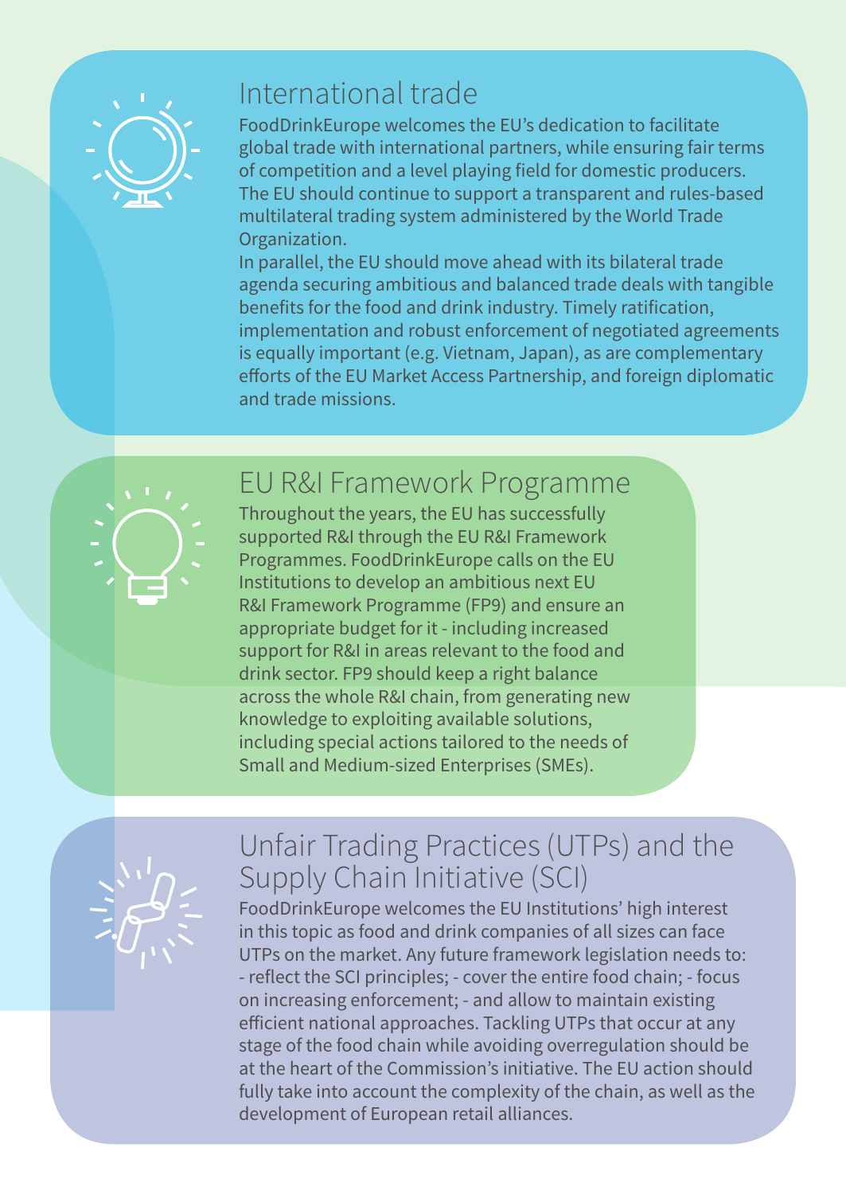## International trade

FoodDrinkEurope welcomes the EU's dedication to facilitate global trade with international partners, while ensuring fair terms of competition and a level playing field for domestic producers. The EU should continue to support a transparent and rules-based multilateral trading system administered by the World Trade Organization.

In parallel, the EU should move ahead with its bilateral trade agenda securing ambitious and balanced trade deals with tangible benefits for the food and drink industry. Timely ratification, implementation and robust enforcement of negotiated agreements is equally important (e.g. Vietnam, Japan), as are complementary efforts of the EU Market Access Partnership, and foreign diplomatic and trade missions.

## EU R&I Framework Programme

Throughout the years, the EU has successfully supported R&I through the EU R&I Framework Programmes. FoodDrinkEurope calls on the EU Institutions to develop an ambitious next EU R&I Framework Programme (FP9) and ensure an appropriate budget for it - including increased support for R&I in areas relevant to the food and drink sector. FP9 should keep a right balance across the whole R&I chain, from generating new knowledge to exploiting available solutions, including special actions tailored to the needs of Small and Medium-sized Enterprises (SMEs).

## Unfair Trading Practices (UTPs) and the Supply Chain Initiative (SCI)

FoodDrinkEurope welcomes the EU Institutions' high interest in this topic as food and drink companies of all sizes can face UTPs on the market. Any future framework legislation needs to: - reflect the SCI principles; - cover the entire food chain; - focus on increasing enforcement; - and allow to maintain existing efficient national approaches. Tackling UTPs that occur at any stage of the food chain while avoiding overregulation should be at the heart of the Commission's initiative. The EU action should fully take into account the complexity of the chain, as well as the development of European retail alliances.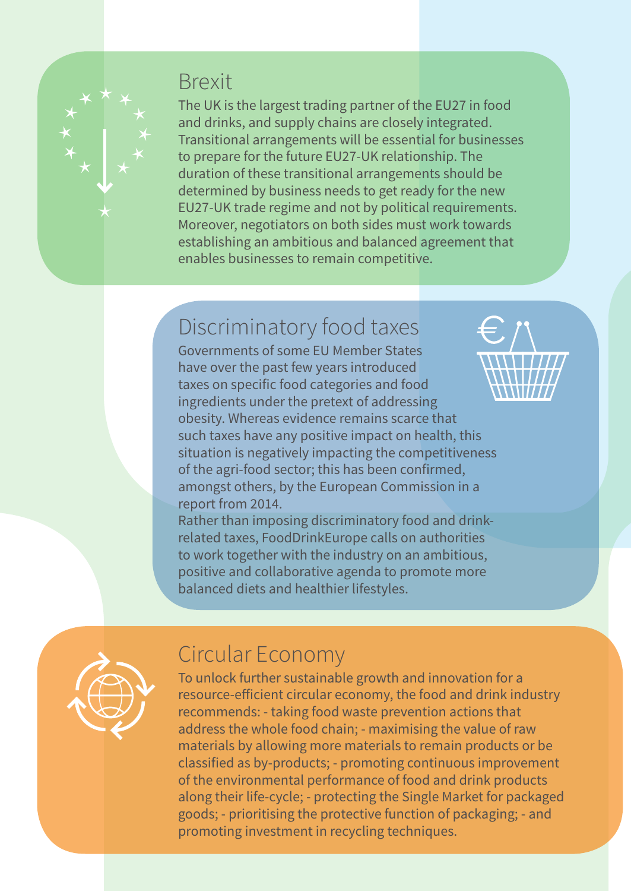## Brexit

The UK is the largest trading partner of the EU27 in food and drinks, and supply chains are closely integrated. Transitional arrangements will be essential for businesses to prepare for the future EU27-UK relationship. The duration of these transitional arrangements should be determined by business needs to get ready for the new EU27-UK trade regime and not by political requirements. Moreover, negotiators on both sides must work towards establishing an ambitious and balanced agreement that enables businesses to remain competitive.

## Discriminatory food taxes

Governments of some EU Member States have over the past few years introduced taxes on specific food categories and food ingredients under the pretext of addressing obesity. Whereas evidence remains scarce that such taxes have any positive impact on health, this situation is negatively impacting the competitiveness of the agri-food sector; this has been confirmed, amongst others, by the European Commission in a report from 2014.

Rather than imposing discriminatory food and drink-related taxes, FoodDrinkEurope calls on authorities to work together with the industry on an ambitious, positive and collaborative agenda to promote more balanced diets and healthier lifestyles.

## Circular Economy

To unlock further sustainable growth and innovation for a resource-efficient circular economy, the food and drink industry recommends: - taking food waste prevention actions that address the whole food chain; - maximising the value of raw materials by allowing more materials to remain products or be classified as by-products; - promoting continuous improvement of the environmental performance of food and drink products along their life-cycle; - protecting the Single Market for packaged goods; - prioritising the protective function of packaging; - and promoting investment in recycling techniques.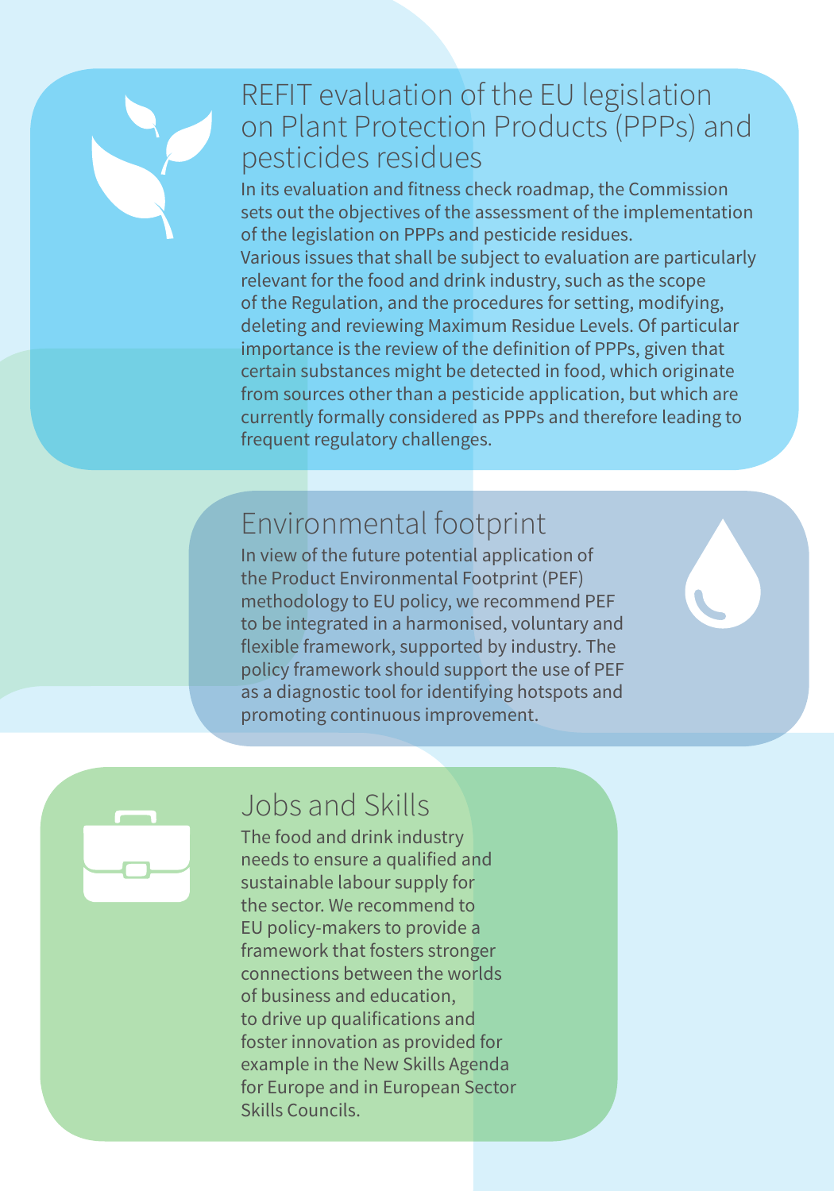## REFIT evaluation of the EU legislation on Plant Protection Products (PPPs) and pesticides residues

In its evaluation and fitness check roadmap, the Commission sets out the objectives of the assessment of the implementation of the legislation on PPPs and pesticide residues. Various issues that shall be subject to evaluation are particularly relevant for the food and drink industry, such as the scope of the Regulation, and the procedures for setting, modifying, deleting and reviewing Maximum Residue Levels. Of particular importance is the review of the definition of PPPs, given that certain substances might be detected in food, which originate from sources other than a pesticide application, but which are currently formally considered as PPPs and therefore leading to frequent regulatory challenges.

## Environmental footprint

In view of the future potential application of the Product Environmental Footprint (PEF) methodology to EU policy, we recommend PEF to be integrated in a harmonised, voluntary and flexible framework, supported by industry. The policy framework should support the use of PEF as a diagnostic tool for identifying hotspots and promoting continuous improvement.

## Jobs and Skills

The food and drink industry needs to ensure a qualified and sustainable labour supply for the sector. We recommend to EU policy-makers to provide a framework that fosters stronger connections between the worlds of business and education, to drive up qualifications and foster innovation as provided for example in the New Skills Agenda for Europe and in European Sector Skills Councils.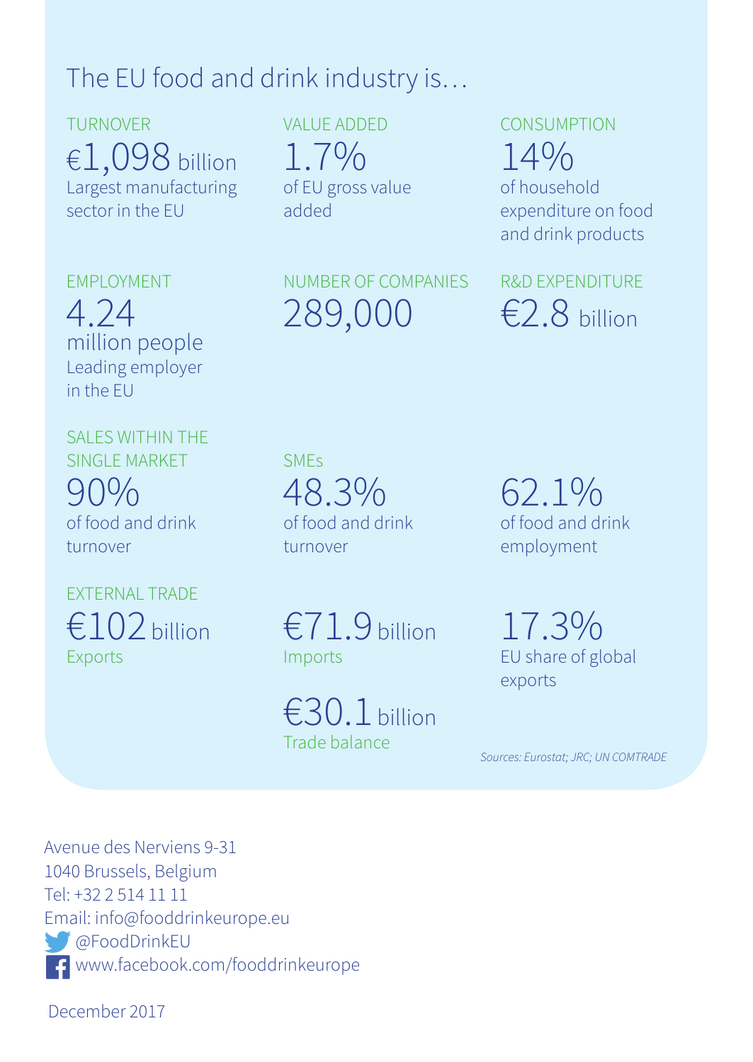## The EU food and drink industry is…

TURNOVER

€1,098 billion

Largest manufacturing sector in the EU

VALUE ADDED

1.7%

of EU gross value added

CONSUMPTION

14%

of household expenditure on food and drink products

EMPLOYMENT

4.24

million people

Leading employer in the EU

NUMBER OF COMPANIES

289,000

R&D EXPENDITURE

€2.8 billion

SALES WITHIN THE SINGLE MARKET

90%

of food and drink turnover

SMEs

48.3%

of food and drink turnover

62.1%

of food and drink employment

EXTERNAL TRADE

€102 billion

Exports

€71.9 billion

Imports

€30.1 billion

Trade balance

17.3%

EU share of global exports

*Sources: Eurostat; JRC; UN COMTRADE*

Avenue des Nerviens 9-31
1040 Brussels, Belgium
Tel: +32 2 514 11 11
Email: info@fooddrinkeurope.eu
@FoodDrinkEU
www.facebook.com/fooddrinkeurope

December 2017